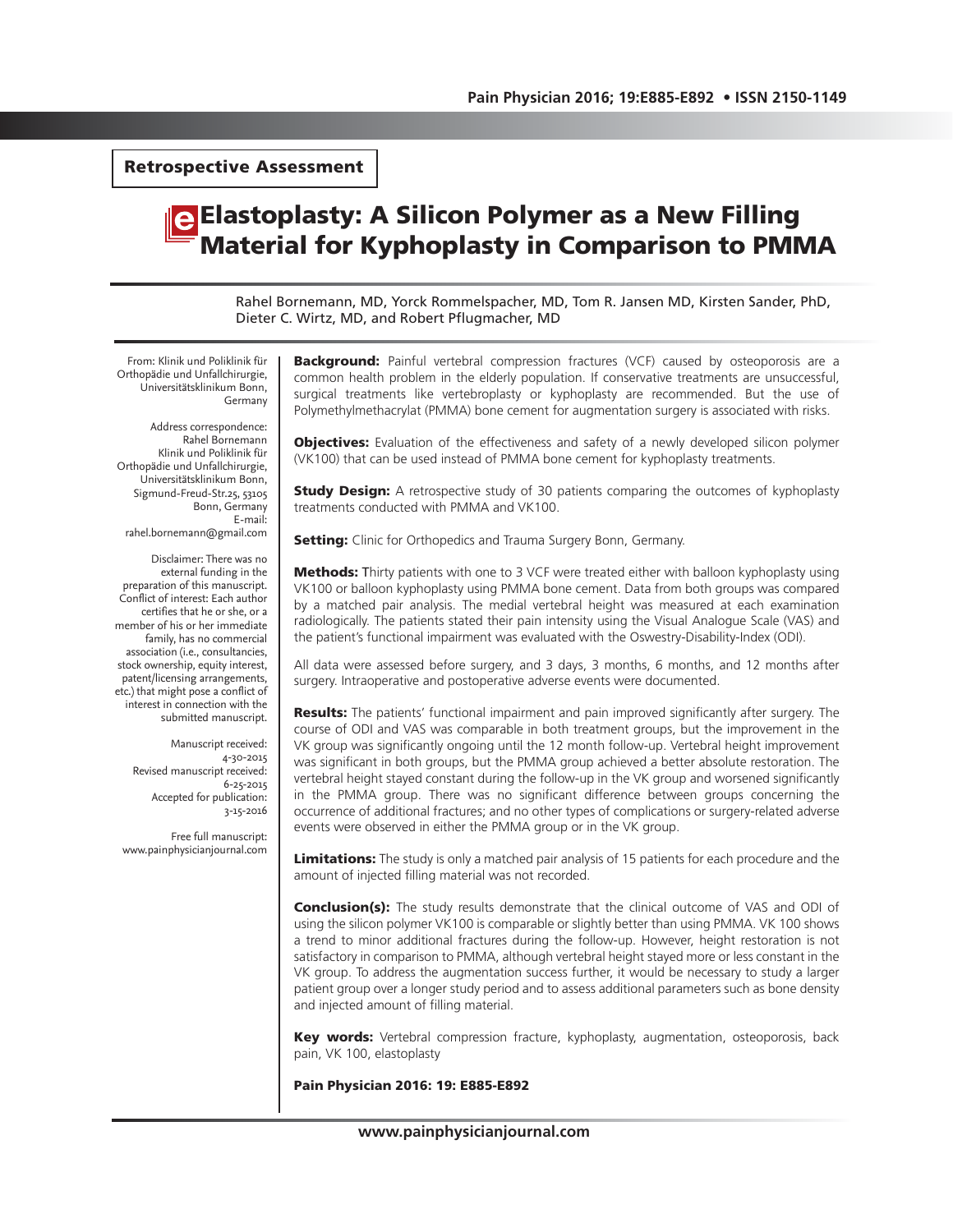**Retrospective Assessment**

# Elastoplasty: A Silicon Polymer as a New Filling Material for Kyphoplasty in Comparison to PMMA

Rahel Bornemann, MD, Yorck Rommelspacher, MD, Tom R. Jansen MD, Kirsten Sander, PhD, Dieter C. Wirtz, MD, and Robert Pflugmacher, MD

From: Klinik und Poliklinik für Orthopädie und Unfallchirurgie, Universitätsklinikum Bonn, Germany

Address correspondence:
Rahel Bornemann
Klinik und Poliklinik für Orthopädie und Unfallchirurgie, Universitätsklinikum Bonn, Sigmund-Freud-Str.25, 53105 Bonn, Germany
E-mail: rahel.bornemann@gmail.com

Disclaimer: There was no external funding in the preparation of this manuscript.
Conflict of interest: Each author certifies that he or she, or a member of his or her immediate family, has no commercial association (i.e., consultancies, stock ownership, equity interest, patent/licensing arrangements, etc.) that might pose a conflict of interest in connection with the submitted manuscript.

Manuscript received: 4-30-2015
Revised manuscript received: 6-25-2015
Accepted for publication: 3-15-2016

Free full manuscript: www.painphysicianjournal.com

**Background:** Painful vertebral compression fractures (VCF) caused by osteoporosis are a common health problem in the elderly population. If conservative treatments are unsuccessful, surgical treatments like vertebroplasty or kyphoplasty are recommended. But the use of Polymethylmethacrylat (PMMA) bone cement for augmentation surgery is associated with risks.

**Objectives:** Evaluation of the effectiveness and safety of a newly developed silicon polymer (VK100) that can be used instead of PMMA bone cement for kyphoplasty treatments.

**Study Design:** A retrospective study of 30 patients comparing the outcomes of kyphoplasty treatments conducted with PMMA and VK100.

**Setting:** Clinic for Orthopedics and Trauma Surgery Bonn, Germany.

**Methods:** Thirty patients with one to 3 VCF were treated either with balloon kyphoplasty using VK100 or balloon kyphoplasty using PMMA bone cement. Data from both groups was compared by a matched pair analysis. The medial vertebral height was measured at each examination radiologically. The patients stated their pain intensity using the Visual Analogue Scale (VAS) and the patient's functional impairment was evaluated with the Oswestry-Disability-Index (ODI).

All data were assessed before surgery, and 3 days, 3 months, 6 months, and 12 months after surgery. Intraoperative and postoperative adverse events were documented.

**Results:** The patients' functional impairment and pain improved significantly after surgery. The course of ODI and VAS was comparable in both treatment groups, but the improvement in the VK group was significantly ongoing until the 12 month follow-up. Vertebral height improvement was significant in both groups, but the PMMA group achieved a better absolute restoration. The vertebral height stayed constant during the follow-up in the VK group and worsened significantly in the PMMA group. There was no significant difference between groups concerning the occurrence of additional fractures; and no other types of complications or surgery-related adverse events were observed in either the PMMA group or in the VK group.

**Limitations:** The study is only a matched pair analysis of 15 patients for each procedure and the amount of injected filling material was not recorded.

**Conclusion(s):** The study results demonstrate that the clinical outcome of VAS and ODI of using the silicon polymer VK100 is comparable or slightly better than using PMMA. VK 100 shows a trend to minor additional fractures during the follow-up. However, height restoration is not satisfactory in comparison to PMMA, although vertebral height stayed more or less constant in the VK group. To address the augmentation success further, it would be necessary to study a larger patient group over a longer study period and to assess additional parameters such as bone density and injected amount of filling material.

**Key words:** Vertebral compression fracture, kyphoplasty, augmentation, osteoporosis, back pain, VK 100, elastoplasty

**Pain Physician 2016: 19: E885-E892**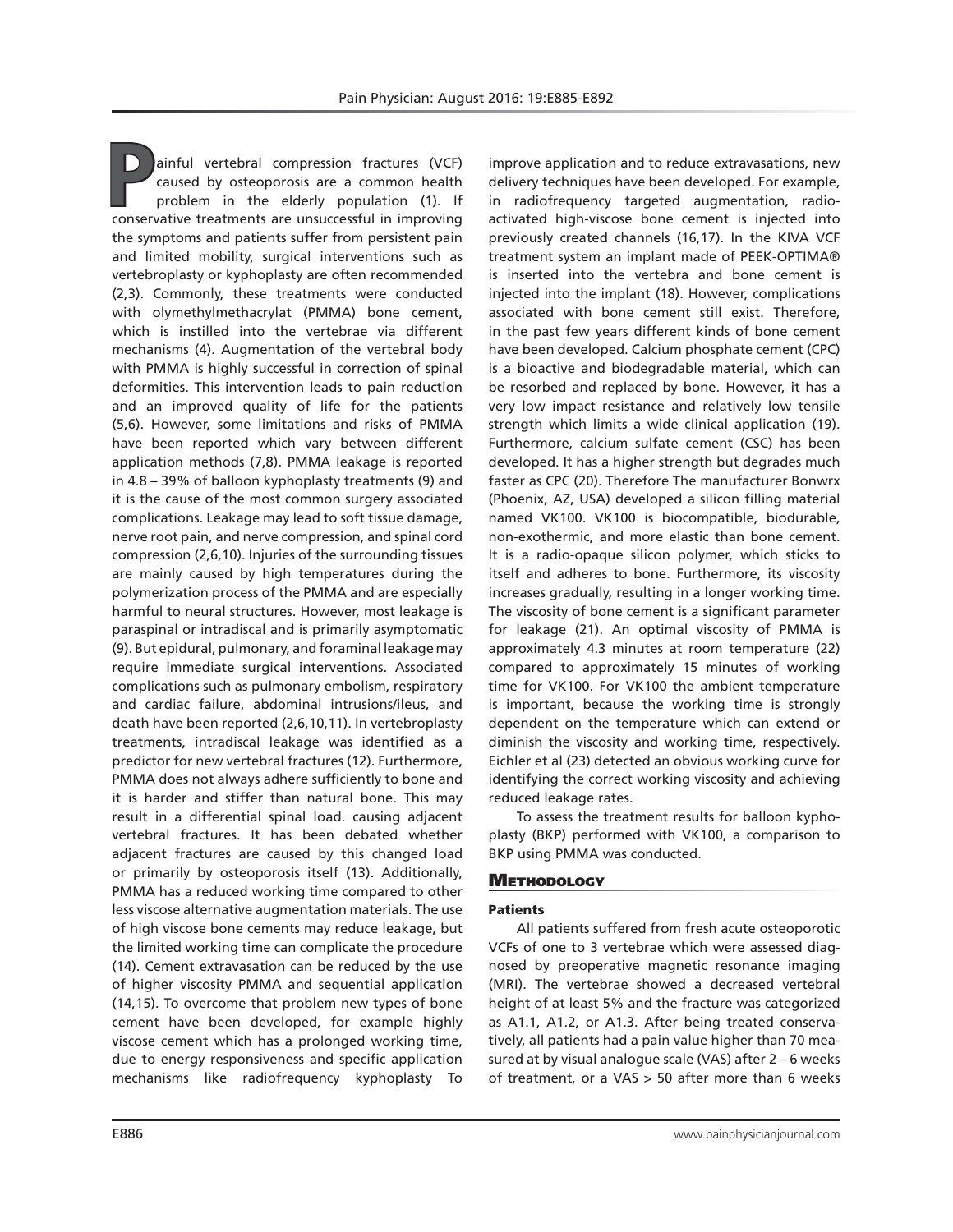Painful vertebral compression fractures (VCF) caused by osteoporosis are a common health problem in the elderly population (1). If conservative treatments are unsuccessful in improving the symptoms and patients suffer from persistent pain and limited mobility, surgical interventions such as vertebroplasty or kyphoplasty are often recommended (2,3). Commonly, these treatments were conducted with olymethylmethacrylat (PMMA) bone cement, which is instilled into the vertebrae via different mechanisms (4). Augmentation of the vertebral body with PMMA is highly successful in correction of spinal deformities. This intervention leads to pain reduction and an improved quality of life for the patients (5,6). However, some limitations and risks of PMMA have been reported which vary between different application methods (7,8). PMMA leakage is reported in 4.8 – 39% of balloon kyphoplasty treatments (9) and it is the cause of the most common surgery associated complications. Leakage may lead to soft tissue damage, nerve root pain, and nerve compression, and spinal cord compression (2,6,10). Injuries of the surrounding tissues are mainly caused by high temperatures during the polymerization process of the PMMA and are especially harmful to neural structures. However, most leakage is paraspinal or intradiscal and is primarily asymptomatic (9). But epidural, pulmonary, and foraminal leakage may require immediate surgical interventions. Associated complications such as pulmonary embolism, respiratory and cardiac failure, abdominal intrusions/ileus, and death have been reported (2,6,10,11). In vertebroplasty treatments, intradiscal leakage was identified as a predictor for new vertebral fractures (12). Furthermore, PMMA does not always adhere sufficiently to bone and it is harder and stiffer than natural bone. This may result in a differential spinal load. causing adjacent vertebral fractures. It has been debated whether adjacent fractures are caused by this changed load or primarily by osteoporosis itself (13). Additionally, PMMA has a reduced working time compared to other less viscose alternative augmentation materials. The use of high viscose bone cements may reduce leakage, but the limited working time can complicate the procedure (14). Cement extravasation can be reduced by the use of higher viscosity PMMA and sequential application (14,15). To overcome that problem new types of bone cement have been developed, for example highly viscose cement which has a prolonged working time, due to energy responsiveness and specific application mechanisms like radiofrequency kyphoplasty To improve application and to reduce extravasations, new delivery techniques have been developed. For example, in radiofrequency targeted augmentation, radio-activated high-viscose bone cement is injected into previously created channels (16,17). In the KIVA VCF treatment system an implant made of PEEK-OPTIMA® is inserted into the vertebra and bone cement is injected into the implant (18). However, complications associated with bone cement still exist. Therefore, in the past few years different kinds of bone cement have been developed. Calcium phosphate cement (CPC) is a bioactive and biodegradable material, which can be resorbed and replaced by bone. However, it has a very low impact resistance and relatively low tensile strength which limits a wide clinical application (19). Furthermore, calcium sulfate cement (CSC) has been developed. It has a higher strength but degrades much faster as CPC (20). Therefore The manufacturer Bonwrx (Phoenix, AZ, USA) developed a silicon filling material named VK100. VK100 is biocompatible, biodurable, non-exothermic, and more elastic than bone cement. It is a radio-opaque silicon polymer, which sticks to itself and adheres to bone. Furthermore, its viscosity increases gradually, resulting in a longer working time. The viscosity of bone cement is a significant parameter for leakage (21). An optimal viscosity of PMMA is approximately 4.3 minutes at room temperature (22) compared to approximately 15 minutes of working time for VK100. For VK100 the ambient temperature is important, because the working time is strongly dependent on the temperature which can extend or diminish the viscosity and working time, respectively. Eichler et al (23) detected an obvious working curve for identifying the correct working viscosity and achieving reduced leakage rates.

To assess the treatment results for balloon kyphoplasty (BKP) performed with VK100, a comparison to BKP using PMMA was conducted.

## Methodology

### Patients

All patients suffered from fresh acute osteoporotic VCFs of one to 3 vertebrae which were assessed diagnosed by preoperative magnetic resonance imaging (MRI). The vertebrae showed a decreased vertebral height of at least 5% and the fracture was categorized as A1.1, A1.2, or A1.3. After being treated conservatively, all patients had a pain value higher than 70 measured at by visual analogue scale (VAS) after 2 – 6 weeks of treatment, or a VAS > 50 after more than 6 weeks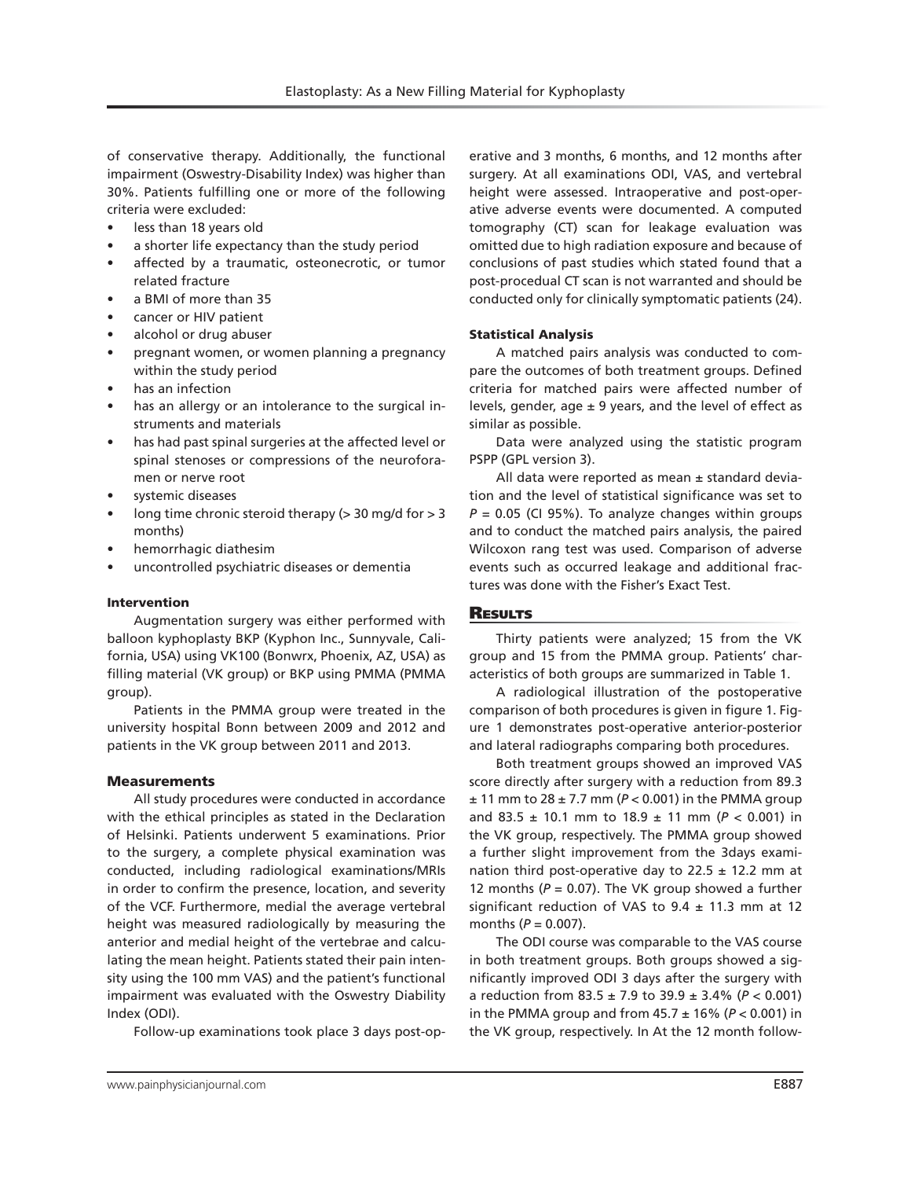of conservative therapy. Additionally, the functional impairment (Oswestry-Disability Index) was higher than 30%. Patients fulfilling one or more of the following criteria were excluded:

- less than 18 years old
- a shorter life expectancy than the study period
- affected by a traumatic, osteonecrotic, or tumor related fracture
- a BMI of more than 35
- cancer or HIV patient
- alcohol or drug abuser
- pregnant women, or women planning a pregnancy within the study period
- has an infection
- has an allergy or an intolerance to the surgical instruments and materials
- has had past spinal surgeries at the affected level or spinal stenoses or compressions of the neuroforamen or nerve root
- systemic diseases
- long time chronic steroid therapy (> 30 mg/d for > 3 months)
- hemorrhagic diathesim
- uncontrolled psychiatric diseases or dementia

#### Intervention

Augmentation surgery was either performed with balloon kyphoplasty BKP (Kyphon Inc., Sunnyvale, California, USA) using VK100 (Bonwrx, Phoenix, AZ, USA) as filling material (VK group) or BKP using PMMA (PMMA group).

Patients in the PMMA group were treated in the university hospital Bonn between 2009 and 2012 and patients in the VK group between 2011 and 2013.

#### Measurements

All study procedures were conducted in accordance with the ethical principles as stated in the Declaration of Helsinki. Patients underwent 5 examinations. Prior to the surgery, a complete physical examination was conducted, including radiological examinations/MRIs in order to confirm the presence, location, and severity of the VCF. Furthermore, medial the average vertebral height was measured radiologically by measuring the anterior and medial height of the vertebrae and calculating the mean height. Patients stated their pain intensity using the 100 mm VAS) and the patient's functional impairment was evaluated with the Oswestry Diability Index (ODI).

Follow-up examinations took place 3 days post-operative and 3 months, 6 months, and 12 months after surgery. At all examinations ODI, VAS, and vertebral height were assessed. Intraoperative and post-operative adverse events were documented. A computed tomography (CT) scan for leakage evaluation was omitted due to high radiation exposure and because of conclusions of past studies which stated found that a post-procedual CT scan is not warranted and should be conducted only for clinically symptomatic patients (24).

#### Statistical Analysis

A matched pairs analysis was conducted to compare the outcomes of both treatment groups. Defined criteria for matched pairs were affected number of levels, gender, age ± 9 years, and the level of effect as similar as possible.

Data were analyzed using the statistic program PSPP (GPL version 3).

All data were reported as mean ± standard deviation and the level of statistical significance was set to $P = 0.05$ (CI 95%). To analyze changes within groups and to conduct the matched pairs analysis, the paired Wilcoxon rang test was used. Comparison of adverse events such as occurred leakage and additional fractures was done with the Fisher's Exact Test.

## Results

Thirty patients were analyzed; 15 from the VK group and 15 from the PMMA group. Patients' characteristics of both groups are summarized in Table 1.

A radiological illustration of the postoperative comparison of both procedures is given in figure 1. Figure 1 demonstrates post-operative anterior-posterior and lateral radiographs comparing both procedures.

Both treatment groups showed an improved VAS score directly after surgery with a reduction from 89.3 ± 11 mm to 28 ± 7.7 mm ($P < 0.001$) in the PMMA group and 83.5 ± 10.1 mm to 18.9 ± 11 mm ($P < 0.001$) in the VK group, respectively. The PMMA group showed a further slight improvement from the 3days examination third post-operative day to 22.5 ± 12.2 mm at 12 months ($P = 0.07$). The VK group showed a further significant reduction of VAS to 9.4 ± 11.3 mm at 12 months ($P = 0.007$).

The ODI course was comparable to the VAS course in both treatment groups. Both groups showed a significantly improved ODI 3 days after the surgery with a reduction from 83.5 ± 7.9 to 39.9 ± 3.4% ($P < 0.001$) in the PMMA group and from 45.7 ± 16% ($P < 0.001$) in the VK group, respectively. In At the 12 month follow-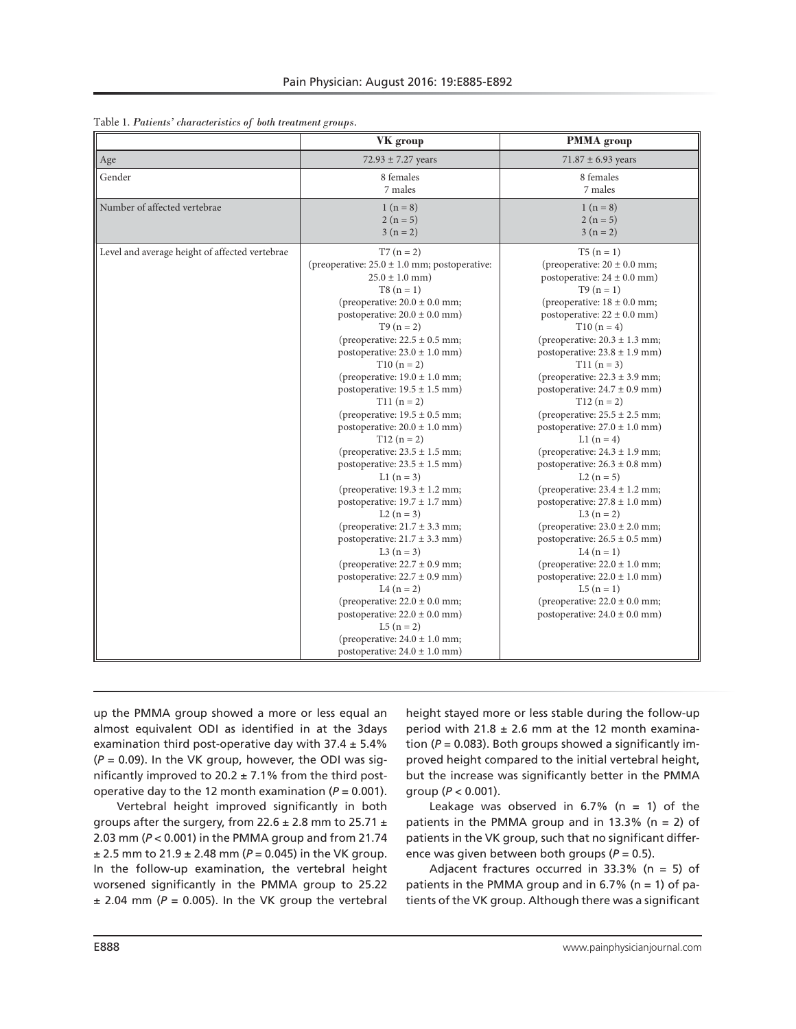Table 1. *Patients' characteristics of both treatment groups.*

| | VK group | PMMA group |
|---|---|---|
| Age | 72.93 ± 7.27 years | 71.87 ± 6.93 years |
| Gender | 8 females<br>7 males | 8 females<br>7 males |
| Number of affected vertebrae | 1 (n = 8)<br>2 (n = 5)<br>3 (n = 2) | 1 (n = 8)<br>2 (n = 5)<br>3 (n = 2) |
| Level and average height of affected vertebrae | T7 (n = 2)<br>(preoperative: 25.0 ± 1.0 mm; postoperative: 25.0 ± 1.0 mm)<br>T8 (n = 1)<br>(preoperative: 20.0 ± 0.0 mm; postoperative: 20.0 ± 0.0 mm)<br>T9 (n = 2)<br>(preoperative: 22.5 ± 0.5 mm; postoperative: 23.0 ± 1.0 mm)<br>T10 (n = 2)<br>(preoperative: 19.0 ± 1.0 mm; postoperative: 19.5 ± 1.5 mm)<br>T11 (n = 2)<br>(preoperative: 19.5 ± 0.5 mm; postoperative: 20.0 ± 1.0 mm)<br>T12 (n = 2)<br>(preoperative: 23.5 ± 1.5 mm; postoperative: 23.5 ± 1.5 mm)<br>L1 (n = 3)<br>(preoperative: 19.3 ± 1.2 mm; postoperative: 19.7 ± 1.7 mm)<br>L2 (n = 3)<br>(preoperative: 21.7 ± 3.3 mm; postoperative: 21.7 ± 3.3 mm)<br>L3 (n = 3)<br>(preoperative: 22.7 ± 0.9 mm; postoperative: 22.7 ± 0.9 mm)<br>L4 (n = 2)<br>(preoperative: 22.0 ± 0.0 mm; postoperative: 22.0 ± 0.0 mm)<br>L5 (n = 2)<br>(preoperative: 24.0 ± 1.0 mm; postoperative: 24.0 ± 1.0 mm) | T5 (n = 1)<br>(preoperative: 20 ± 0.0 mm; postoperative: 24 ± 0.0 mm)<br>T9 (n = 1)<br>(preoperative: 18 ± 0.0 mm; postoperative: 22 ± 0.0 mm)<br>T10 (n = 4)<br>(preoperative: 20.3 ± 1.3 mm; postoperative: 23.8 ± 1.9 mm)<br>T11 (n = 3)<br>(preoperative: 22.3 ± 3.9 mm; postoperative: 24.7 ± 0.9 mm)<br>T12 (n = 2)<br>(preoperative: 25.5 ± 2.5 mm; postoperative: 27.0 ± 1.0 mm)<br>L1 (n = 4)<br>(preoperative: 24.3 ± 1.9 mm; postoperative: 26.3 ± 0.8 mm)<br>L2 (n = 5)<br>(preoperative: 23.4 ± 1.2 mm; postoperative: 27.8 ± 1.0 mm)<br>L3 (n = 2)<br>(preoperative: 23.0 ± 2.0 mm; postoperative: 26.5 ± 0.5 mm)<br>L4 (n = 1)<br>(preoperative: 22.0 ± 1.0 mm; postoperative: 22.0 ± 1.0 mm)<br>L5 (n = 1)<br>(preoperative: 22.0 ± 0.0 mm; postoperative: 24.0 ± 0.0 mm) |

up the PMMA group showed a more or less equal an almost equivalent ODI as identified in at the 3days examination third post-operative day with 37.4 ± 5.4% ($P$ = 0.09). In the VK group, however, the ODI was significantly improved to 20.2 ± 7.1% from the third post-operative day to the 12 month examination ($P$ = 0.001).

Vertebral height improved significantly in both groups after the surgery, from 22.6 ± 2.8 mm to 25.71 ± 2.03 mm ($P < 0.001$) in the PMMA group and from 21.74 ± 2.5 mm to 21.9 ± 2.48 mm ($P$ = 0.045) in the VK group. In the follow-up examination, the vertebral height worsened significantly in the PMMA group to 25.22 ± 2.04 mm ($P$ = 0.005). In the VK group the vertebral height stayed more or less stable during the follow-up period with 21.8 ± 2.6 mm at the 12 month examination ($P$ = 0.083). Both groups showed a significantly improved height compared to the initial vertebral height, but the increase was significantly better in the PMMA group ($P < 0.001$).

Leakage was observed in 6.7% (n = 1) of the patients in the PMMA group and in 13.3% (n = 2) of patients in the VK group, such that no significant difference was given between both groups ($P$ = 0.5).

Adjacent fractures occurred in 33.3% (n = 5) of patients in the PMMA group and in 6.7% (n = 1) of patients of the VK group. Although there was a significant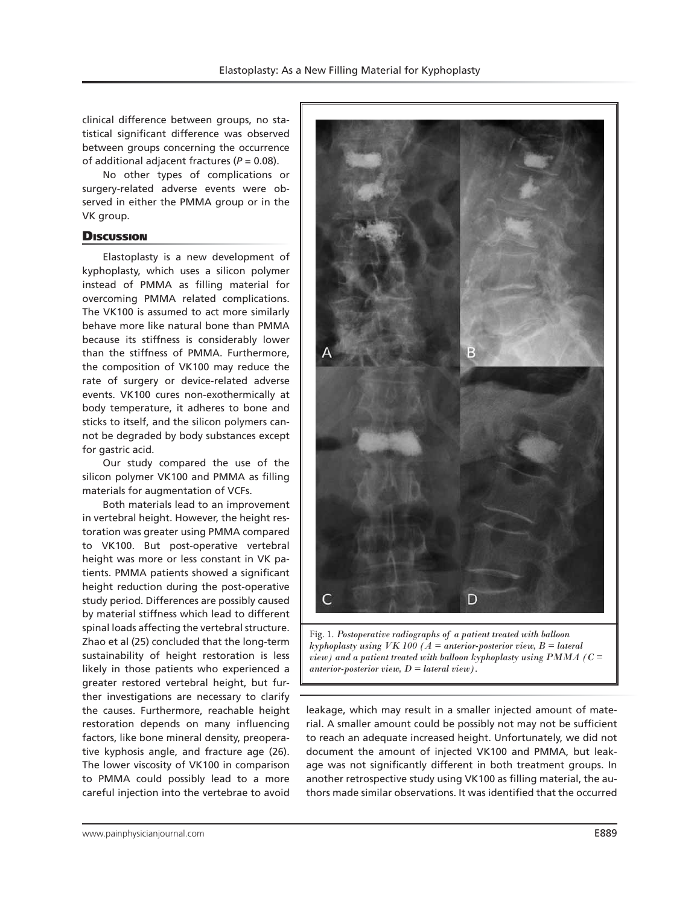clinical difference between groups, no statistical significant difference was observed between groups concerning the occurrence of additional adjacent fractures ($P = 0.08$).

No other types of complications or surgery-related adverse events were observed in either the PMMA group or in the VK group.

## Discussion

Elastoplasty is a new development of kyphoplasty, which uses a silicon polymer instead of PMMA as filling material for overcoming PMMA related complications. The VK100 is assumed to act more similarly behave more like natural bone than PMMA because its stiffness is considerably lower than the stiffness of PMMA. Furthermore, the composition of VK100 may reduce the rate of surgery or device-related adverse events. VK100 cures non-exothermically at body temperature, it adheres to bone and sticks to itself, and the silicon polymers cannot be degraded by body substances except for gastric acid.

Our study compared the use of the silicon polymer VK100 and PMMA as filling materials for augmentation of VCFs.

Both materials lead to an improvement in vertebral height. However, the height restoration was greater using PMMA compared to VK100. But post-operative vertebral height was more or less constant in VK patients. PMMA patients showed a significant height reduction during the post-operative study period. Differences are possibly caused by material stiffness which lead to different spinal loads affecting the vertebral structure. Zhao et al (25) concluded that the long-term sustainability of height restoration is less likely in those patients who experienced a greater restored vertebral height, but further investigations are necessary to clarify the causes. Furthermore, reachable height restoration depends on many influencing factors, like bone mineral density, preoperative kyphosis angle, and fracture age (26). The lower viscosity of VK100 in comparison to PMMA could possibly lead to a more careful injection into the vertebrae to avoid leakage, which may result in a smaller injected amount of material. A smaller amount could be possibly not may not be sufficient to reach an adequate increased height. Unfortunately, we did not document the amount of injected VK100 and PMMA, but leakage was not significantly different in both treatment groups. In another retrospective study using VK100 as filling material, the authors made similar observations. It was identified that the occurred

Fig. 1. *Postoperative radiographs of a patient treated with balloon kyphoplasty using VK 100 (A = anterior-posterior view, B = lateral view) and a patient treated with balloon kyphoplasty using PMMA (C = anterior-posterior view, D = lateral view).*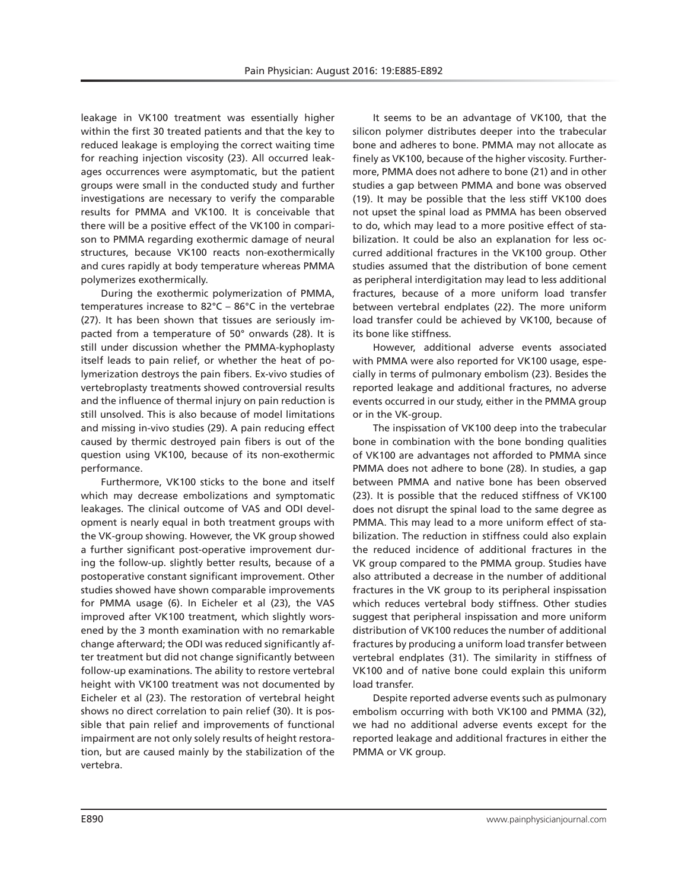leakage in VK100 treatment was essentially higher within the first 30 treated patients and that the key to reduced leakage is employing the correct waiting time for reaching injection viscosity (23). All occurred leakages occurrences were asymptomatic, but the patient groups were small in the conducted study and further investigations are necessary to verify the comparable results for PMMA and VK100. It is conceivable that there will be a positive effect of the VK100 in comparison to PMMA regarding exothermic damage of neural structures, because VK100 reacts non-exothermically and cures rapidly at body temperature whereas PMMA polymerizes exothermically.

During the exothermic polymerization of PMMA, temperatures increase to 82°C – 86°C in the vertebrae (27). It has been shown that tissues are seriously impacted from a temperature of 50° onwards (28). It is still under discussion whether the PMMA-kyphoplasty itself leads to pain relief, or whether the heat of polymerization destroys the pain fibers. Ex-vivo studies of vertebroplasty treatments showed controversial results and the influence of thermal injury on pain reduction is still unsolved. This is also because of model limitations and missing in-vivo studies (29). A pain reducing effect caused by thermic destroyed pain fibers is out of the question using VK100, because of its non-exothermic performance.

Furthermore, VK100 sticks to the bone and itself which may decrease embolizations and symptomatic leakages. The clinical outcome of VAS and ODI development is nearly equal in both treatment groups with the VK-group showing. However, the VK group showed a further significant post-operative improvement during the follow-up. slightly better results, because of a postoperative constant significant improvement. Other studies showed have shown comparable improvements for PMMA usage (6). In Eicheler et al (23), the VAS improved after VK100 treatment, which slightly worsened by the 3 month examination with no remarkable change afterward; the ODI was reduced significantly after treatment but did not change significantly between follow-up examinations. The ability to restore vertebral height with VK100 treatment was not documented by Eicheler et al (23). The restoration of vertebral height shows no direct correlation to pain relief (30). It is possible that pain relief and improvements of functional impairment are not only solely results of height restoration, but are caused mainly by the stabilization of the vertebra.

It seems to be an advantage of VK100, that the silicon polymer distributes deeper into the trabecular bone and adheres to bone. PMMA may not allocate as finely as VK100, because of the higher viscosity. Furthermore, PMMA does not adhere to bone (21) and in other studies a gap between PMMA and bone was observed (19). It may be possible that the less stiff VK100 does not upset the spinal load as PMMA has been observed to do, which may lead to a more positive effect of stabilization. It could be also an explanation for less occurred additional fractures in the VK100 group. Other studies assumed that the distribution of bone cement as peripheral interdigitation may lead to less additional fractures, because of a more uniform load transfer between vertebral endplates (22). The more uniform load transfer could be achieved by VK100, because of its bone like stiffness.

However, additional adverse events associated with PMMA were also reported for VK100 usage, especially in terms of pulmonary embolism (23). Besides the reported leakage and additional fractures, no adverse events occurred in our study, either in the PMMA group or in the VK-group.

The inspissation of VK100 deep into the trabecular bone in combination with the bone bonding qualities of VK100 are advantages not afforded to PMMA since PMMA does not adhere to bone (28). In studies, a gap between PMMA and native bone has been observed (23). It is possible that the reduced stiffness of VK100 does not disrupt the spinal load to the same degree as PMMA. This may lead to a more uniform effect of stabilization. The reduction in stiffness could also explain the reduced incidence of additional fractures in the VK group compared to the PMMA group. Studies have also attributed a decrease in the number of additional fractures in the VK group to its peripheral inspissation which reduces vertebral body stiffness. Other studies suggest that peripheral inspissation and more uniform distribution of VK100 reduces the number of additional fractures by producing a uniform load transfer between vertebral endplates (31). The similarity in stiffness of VK100 and of native bone could explain this uniform load transfer.

Despite reported adverse events such as pulmonary embolism occurring with both VK100 and PMMA (32), we had no additional adverse events except for the reported leakage and additional fractures in either the PMMA or VK group.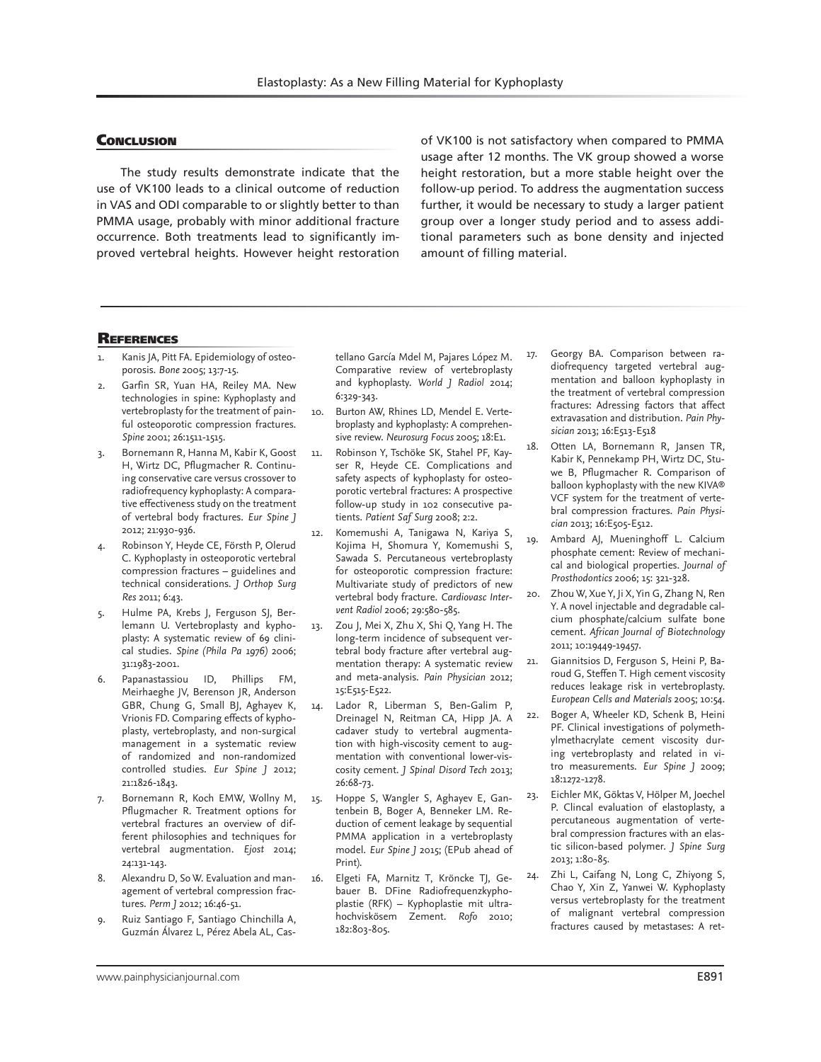## Conclusion

The study results demonstrate indicate that the use of VK100 leads to a clinical outcome of reduction in VAS and ODI comparable to or slightly better to than PMMA usage, probably with minor additional fracture occurrence. Both treatments lead to significantly improved vertebral heights. However height restoration of VK100 is not satisfactory when compared to PMMA usage after 12 months. The VK group showed a worse height restoration, but a more stable height over the follow-up period. To address the augmentation success further, it would be necessary to study a larger patient group over a longer study period and to assess additional parameters such as bone density and injected amount of filling material.

## References

1. Kanis JA, Pitt FA. Epidemiology of osteoporosis. *Bone* 2005; 13:7-15.
2. Garfin SR, Yuan HA, Reiley MA. New technologies in spine: Kyphoplasty and vertebroplasty for the treatment of painful osteoporotic compression fractures. *Spine* 2001; 26:1511-1515.
3. Bornemann R, Hanna M, Kabir K, Goost H, Wirtz DC, Pflugmacher R. Continuing conservative care versus crossover to radiofrequency kyphoplasty: A comparative effectiveness study on the treatment of vertebral body fractures. *Eur Spine J* 2012; 21:930-936.
4. Robinson Y, Heyde CE, Försth P, Olerud C. Kyphoplasty in osteoporotic vertebral compression fractures – guidelines and technical considerations. *J Orthop Surg Res* 2011; 6:43.
5. Hulme PA, Krebs J, Ferguson SJ, Berlemann U. Vertebroplasty and kyphoplasty: A systematic review of 69 clinical studies. *Spine (Phila Pa 1976)* 2006; 31:1983-2001.
6. Papanastassiou ID, Phillips FM, Meirhaeghe JV, Berenson JR, Anderson GBR, Chung G, Small BJ, Aghayev K, Vrionis FD. Comparing effects of kyphoplasty, vertebroplasty, and non-surgical management in a systematic review of randomized and non-randomized controlled studies. *Eur Spine J* 2012; 21:1826-1843.
7. Bornemann R, Koch EMW, Wollny M, Pflugmacher R. Treatment options for vertebral fractures an overview of different philosophies and techniques for vertebral augmentation. *Ejost* 2014; 24:131-143.
8. Alexandru D, So W. Evaluation and management of vertebral compression fractures. *Perm J* 2012; 16:46-51.
9. Ruiz Santiago F, Santiago Chinchilla A, Guzmán Álvarez L, Pérez Abela AL, Castellano García Mdel M, Pajares López M. Comparative review of vertebroplasty and kyphoplasty. *World J Radiol* 2014; 6:329-343.
10. Burton AW, Rhines LD, Mendel E. Vertebroplasty and kyphoplasty: A comprehensive review. *Neurosurg Focus* 2005; 18:E1.
11. Robinson Y, Tschöke SK, Stahel PF, Kayser R, Heyde CE. Complications and safety aspects of kyphoplasty for osteoporotic vertebral fractures: A prospective follow-up study in 102 consecutive patients. *Patient Saf Surg* 2008; 2:2.
12. Komemushi A, Tanigawa N, Kariya S, Kojima H, Shomura Y, Komemushi S, Sawada S. Percutaneous vertebroplasty for osteoporotic compression fracture: Multivariate study of predictors of new vertebral body fracture. *Cardiovasc Intervent Radiol* 2006; 29:580-585.
13. Zou J, Mei X, Zhu X, Shi Q, Yang H. The long-term incidence of subsequent vertebral body fracture after vertebral augmentation therapy: A systematic review and meta-analysis. *Pain Physician* 2012; 15:E515-E522.
14. Lador R, Liberman S, Ben-Galim P, Dreinagel N, Reitman CA, Hipp JA. A cadaver study to vertebral augmentation with high-viscosity cement to augmentation with conventional lower-viscosity cement. *J Spinal Disord Tech* 2013; 26:68-73.
15. Hoppe S, Wangler S, Aghayev E, Gantenbein B, Boger A, Benneker LM. Reduction of cement leakage by sequential PMMA application in a vertebroplasty model. *Eur Spine J* 2015; (EPub ahead of Print).
16. Elgeti FA, Marnitz T, Kröncke TJ, Gebauer B. DFine Radiofrequenzkyphoplastie (RFK) – Kyphoplastie mit ultrahochviskösem Zement. *Rofo* 2010; 182:803-805.
17. Georgy BA. Comparison between radiofrequency targeted vertebral augmentation and balloon kyphoplasty in the treatment of vertebral compression fractures: Adressing factors that affect extravasation and distribution. *Pain Physician* 2013; 16:E513-E518
18. Otten LA, Bornemann R, Jansen TR, Kabir K, Pennekamp PH, Wirtz DC, Stuwe B, Pflugmacher R. Comparison of balloon kyphoplasty with the new KIVA® VCF system for the treatment of vertebral compression fractures. *Pain Physician* 2013; 16:E505-E512.
19. Ambard AJ, Mueninghoff L. Calcium phosphate cement: Review of mechanical and biological properties. *Journal of Prosthodontics* 2006; 15: 321-328.
20. Zhou W, Xue Y, Ji X, Yin G, Zhang N, Ren Y. A novel injectable and degradable calcium phosphate/calcium sulfate bone cement. *African Journal of Biotechnology* 2011; 10:19449-19457.
21. Giannitsios D, Ferguson S, Heini P, Baroud G, Steffen T. High cement viscosity reduces leakage risk in vertebroplasty. *European Cells and Materials* 2005; 10:54.
22. Boger A, Wheeler KD, Schenk B, Heini PF. Clinical investigations of polymethylmethacrylate cement viscosity during vertebroplasty and related in vitro measurements. *Eur Spine J* 2009; 18:1272-1278.
23. Eichler MK, Göktas V, Hölper M, Joechel P. Clincal evaluation of elastoplasty, a percutaneous augmentation of vertebral compression fractures with an elastic silicon-based polymer. *J Spine Surg* 2013; 1:80-85.
24. Zhi L, Caifang N, Long C, Zhiyong S, Chao Y, Xin Z, Yanwei W. Kyphoplasty versus vertebroplasty for the treatment of malignant vertebral compression fractures caused by metastases: A ret-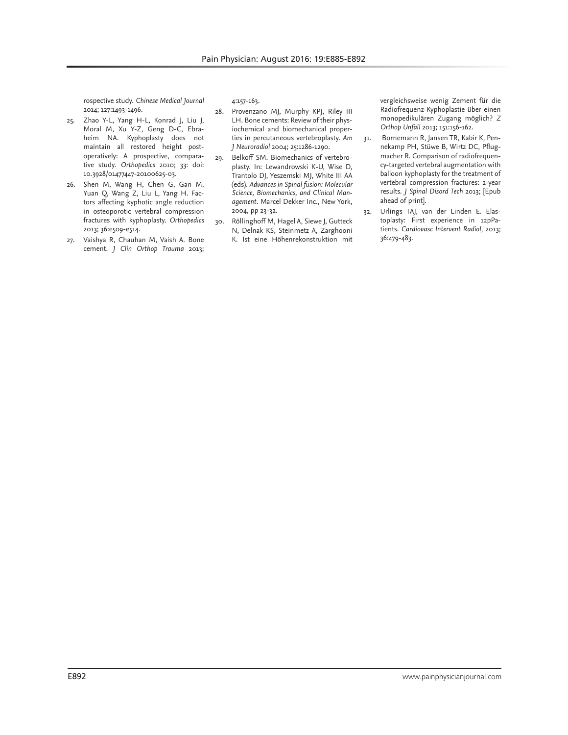rospective study. *Chinese Medical Journal* 2014; 127:1493-1496.

25. Zhao Y-L, Yang H-L, Konrad J, Liu J, Moral M, Xu Y-Z, Geng D-C, Ebraheim NA. Kyphoplasty does not maintain all restored height postoperatively: A prospective, comparative study. *Orthopedics* 2010; 33: doi: 10.3928/01477447-20100625-03.
26. Shen M, Wang H, Chen G, Gan M, Yuan Q, Wang Z, Liu L, Yang H. Factors affecting kyphotic angle reduction in osteoporotic vertebral compression fractures with kyphoplasty. *Orthopedics* 2013; 36:e509-e514.
27. Vaishya R, Chauhan M, Vaish A. Bone cement. *J Clin Orthop Trauma* 2013; 4:157-163.
28. Provenzano MJ, Murphy KPJ, Riley III LH. Bone cements: Review of their physiochemical and biomechanical properties in percutaneous vertebroplasty. *Am J Neuroradiol* 2004; 25:1286-1290.
29. Belkoff SM. Biomechanics of vertebroplasty. In: Lewandrowski K-U, Wise D, Trantolo DJ, Yeszemski MJ, White III AA (eds). *Advances in Spinal fusion: Molecular Science, Biomechanics, and Clinical Management.* Marcel Dekker Inc., New York, 2004, pp 23-32.
30. Röllinghoff M, Hagel A, Siewe J, Gutteck N, Delnak KS, Steinmetz A, Zarghooni K. Ist eine Höhenrekonstruktion mit vergleichsweise wenig Zement für die Radiofrequenz-Kyphoplastie über einen monopedikulären Zugang möglich? *Z Orthop Unfall* 2013; 151:156-162.
31. Bornemann R, Jansen TR, Kabir K, Pennekamp PH, Stüwe B, Wirtz DC, Pflugmacher R. Comparison of radiofrequency-targeted vertebral augmentation with balloon kyphoplasty for the treatment of vertebral compression fractures: 2-year results. *J Spinal Disord Tech* 2013; [Epub ahead of print].
32. Urlings TAJ, van der Linden E. Elastoplasty: First experience in 12pPatients. *Cardiovasc Intervent Radiol*, 2013; 36:479-483.